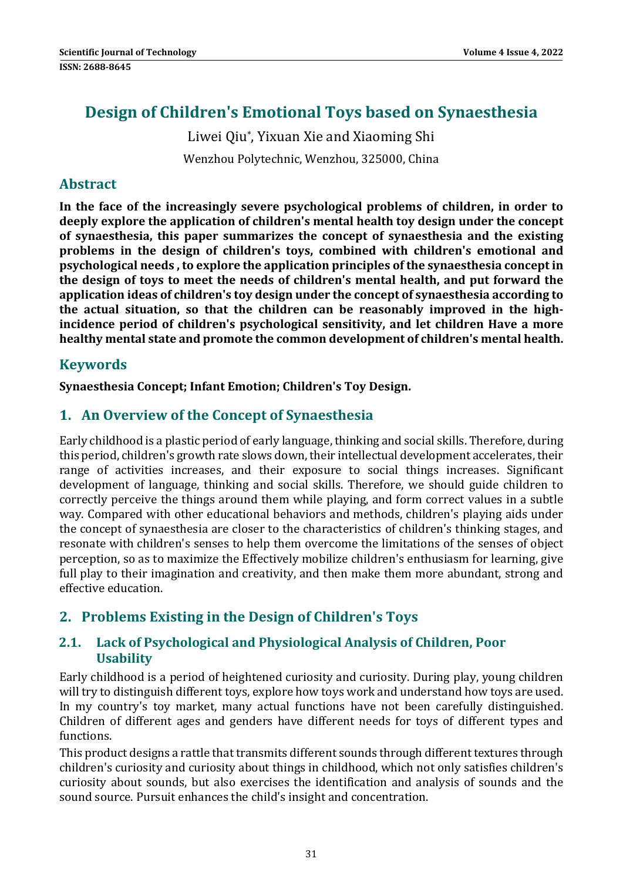# Design of Children's Emotional Toys based on Synaesthesia

Liwei Qiu*, Yixuan Xie and Xiaoming Shi

Wenzhou Polytechnic, Wenzhou, 325000, China

## Abstract

**In the face of the increasingly severe psychological problems of children, in order to deeply explore the application of children's mental health toy design under the concept of synaesthesia, this paper summarizes the concept of synaesthesia and the existing problems in the design of children's toys, combined with children's emotional and psychological needs , to explore the application principles of the synaesthesia concept in the design of toys to meet the needs of children's mental health, and put forward the application ideas of children's toy design under the concept of synaesthesia according to the actual situation, so that the children can be reasonably improved in the high-incidence period of children's psychological sensitivity, and let children Have a more healthy mental state and promote the common development of children's mental health.**

## Keywords

**Synaesthesia Concept; Infant Emotion; Children's Toy Design.**

## 1. An Overview of the Concept of Synaesthesia

Early childhood is a plastic period of early language, thinking and social skills. Therefore, during this period, children's growth rate slows down, their intellectual development accelerates, their range of activities increases, and their exposure to social things increases. Significant development of language, thinking and social skills. Therefore, we should guide children to correctly perceive the things around them while playing, and form correct values in a subtle way. Compared with other educational behaviors and methods, children's playing aids under the concept of synaesthesia are closer to the characteristics of children's thinking stages, and resonate with children's senses to help them overcome the limitations of the senses of object perception, so as to maximize the Effectively mobilize children's enthusiasm for learning, give full play to their imagination and creativity, and then make them more abundant, strong and effective education.

## 2. Problems Existing in the Design of Children's Toys

### 2.1. Lack of Psychological and Physiological Analysis of Children, Poor Usability

Early childhood is a period of heightened curiosity and curiosity. During play, young children will try to distinguish different toys, explore how toys work and understand how toys are used. In my country's toy market, many actual functions have not been carefully distinguished. Children of different ages and genders have different needs for toys of different types and functions.

This product designs a rattle that transmits different sounds through different textures through children's curiosity and curiosity about things in childhood, which not only satisfies children's curiosity about sounds, but also exercises the identification and analysis of sounds and the sound source. Pursuit enhances the child's insight and concentration.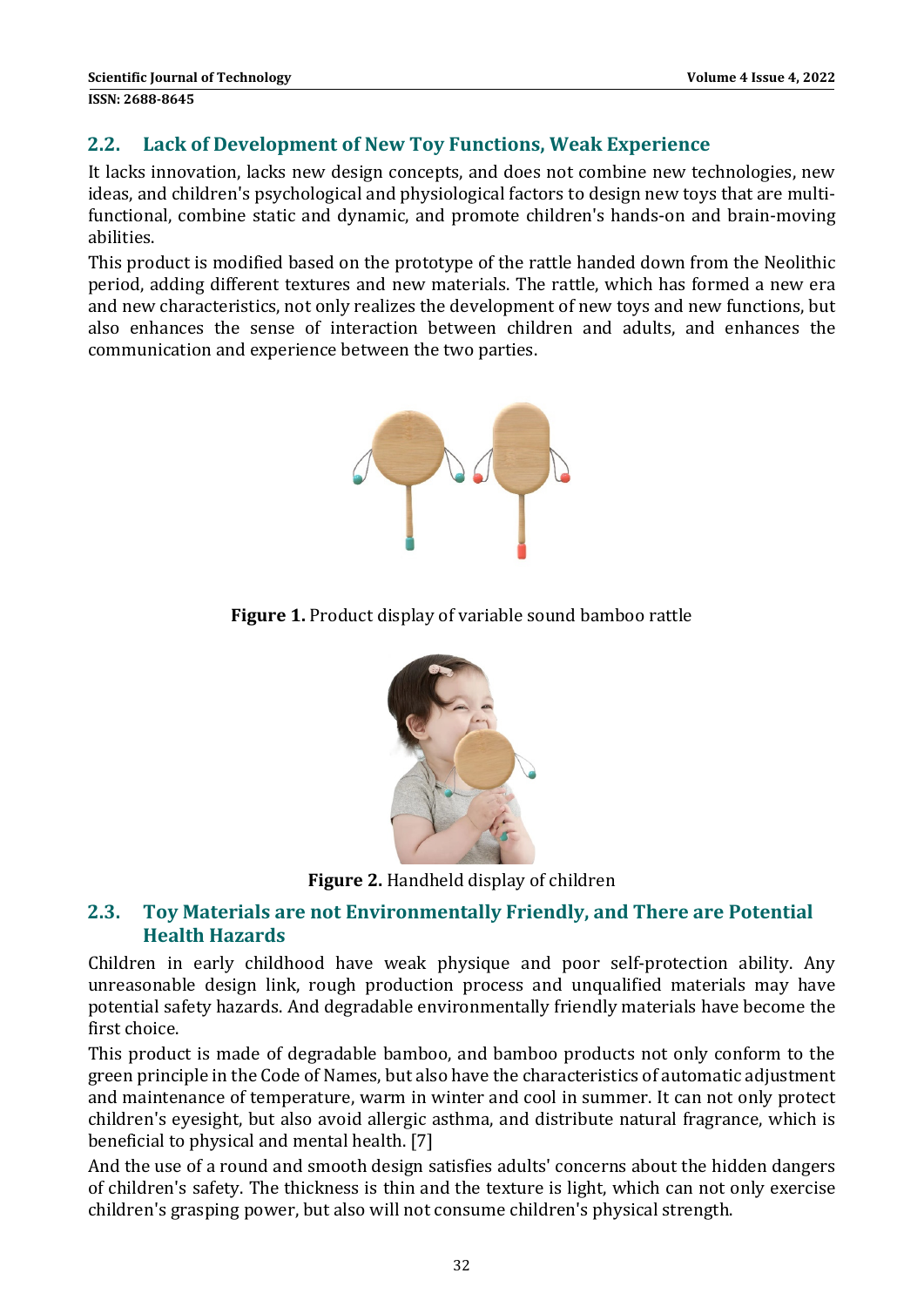## 2.2. Lack of Development of New Toy Functions, Weak Experience

It lacks innovation, lacks new design concepts, and does not combine new technologies, new ideas, and children's psychological and physiological factors to design new toys that are multi-functional, combine static and dynamic, and promote children's hands-on and brain-moving abilities.

This product is modified based on the prototype of the rattle handed down from the Neolithic period, adding different textures and new materials. The rattle, which has formed a new era and new characteristics, not only realizes the development of new toys and new functions, but also enhances the sense of interaction between children and adults, and enhances the communication and experience between the two parties.

**Figure 1.** Product display of variable sound bamboo rattle

**Figure 2.** Handheld display of children

## 2.3. Toy Materials are not Environmentally Friendly, and There are Potential Health Hazards

Children in early childhood have weak physique and poor self-protection ability. Any unreasonable design link, rough production process and unqualified materials may have potential safety hazards. And degradable environmentally friendly materials have become the first choice.

This product is made of degradable bamboo, and bamboo products not only conform to the green principle in the Code of Names, but also have the characteristics of automatic adjustment and maintenance of temperature, warm in winter and cool in summer. It can not only protect children's eyesight, but also avoid allergic asthma, and distribute natural fragrance, which is beneficial to physical and mental health. [7]

And the use of a round and smooth design satisfies adults' concerns about the hidden dangers of children's safety. The thickness is thin and the texture is light, which can not only exercise children's grasping power, but also will not consume children's physical strength.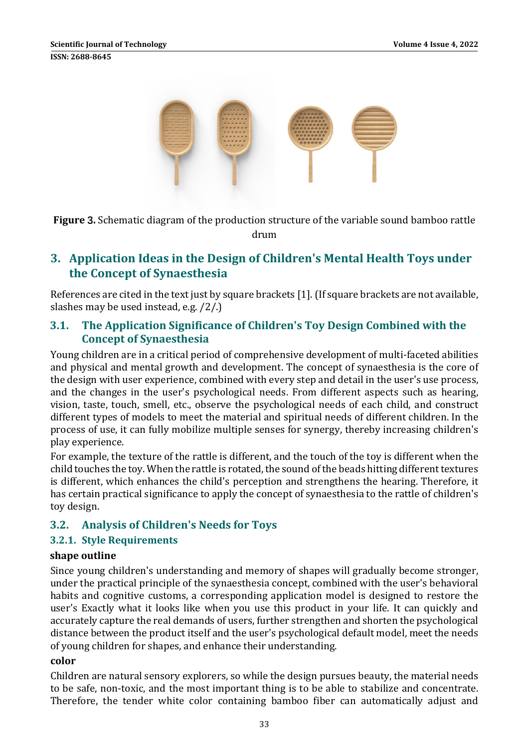**Figure 3.** Schematic diagram of the production structure of the variable sound bamboo rattle drum

## 3. Application Ideas in the Design of Children's Mental Health Toys under the Concept of Synaesthesia

References are cited in the text just by square brackets [1]. (If square brackets are not available, slashes may be used instead, e.g. /2/.)

### 3.1. The Application Significance of Children's Toy Design Combined with the Concept of Synaesthesia

Young children are in a critical period of comprehensive development of multi-faceted abilities and physical and mental growth and development. The concept of synaesthesia is the core of the design with user experience, combined with every step and detail in the user's use process, and the changes in the user's psychological needs. From different aspects such as hearing, vision, taste, touch, smell, etc., observe the psychological needs of each child, and construct different types of models to meet the material and spiritual needs of different children. In the process of use, it can fully mobilize multiple senses for synergy, thereby increasing children's play experience.

For example, the texture of the rattle is different, and the touch of the toy is different when the child touches the toy. When the rattle is rotated, the sound of the beads hitting different textures is different, which enhances the child's perception and strengthens the hearing. Therefore, it has certain practical significance to apply the concept of synaesthesia to the rattle of children's toy design.

### 3.2. Analysis of Children's Needs for Toys

#### 3.2.1. Style Requirements

**shape outline**

Since young children's understanding and memory of shapes will gradually become stronger, under the practical principle of the synaesthesia concept, combined with the user's behavioral habits and cognitive customs, a corresponding application model is designed to restore the user's Exactly what it looks like when you use this product in your life. It can quickly and accurately capture the real demands of users, further strengthen and shorten the psychological distance between the product itself and the user's psychological default model, meet the needs of young children for shapes, and enhance their understanding.

**color**

Children are natural sensory explorers, so while the design pursues beauty, the material needs to be safe, non-toxic, and the most important thing is to be able to stabilize and concentrate. Therefore, the tender white color containing bamboo fiber can automatically adjust and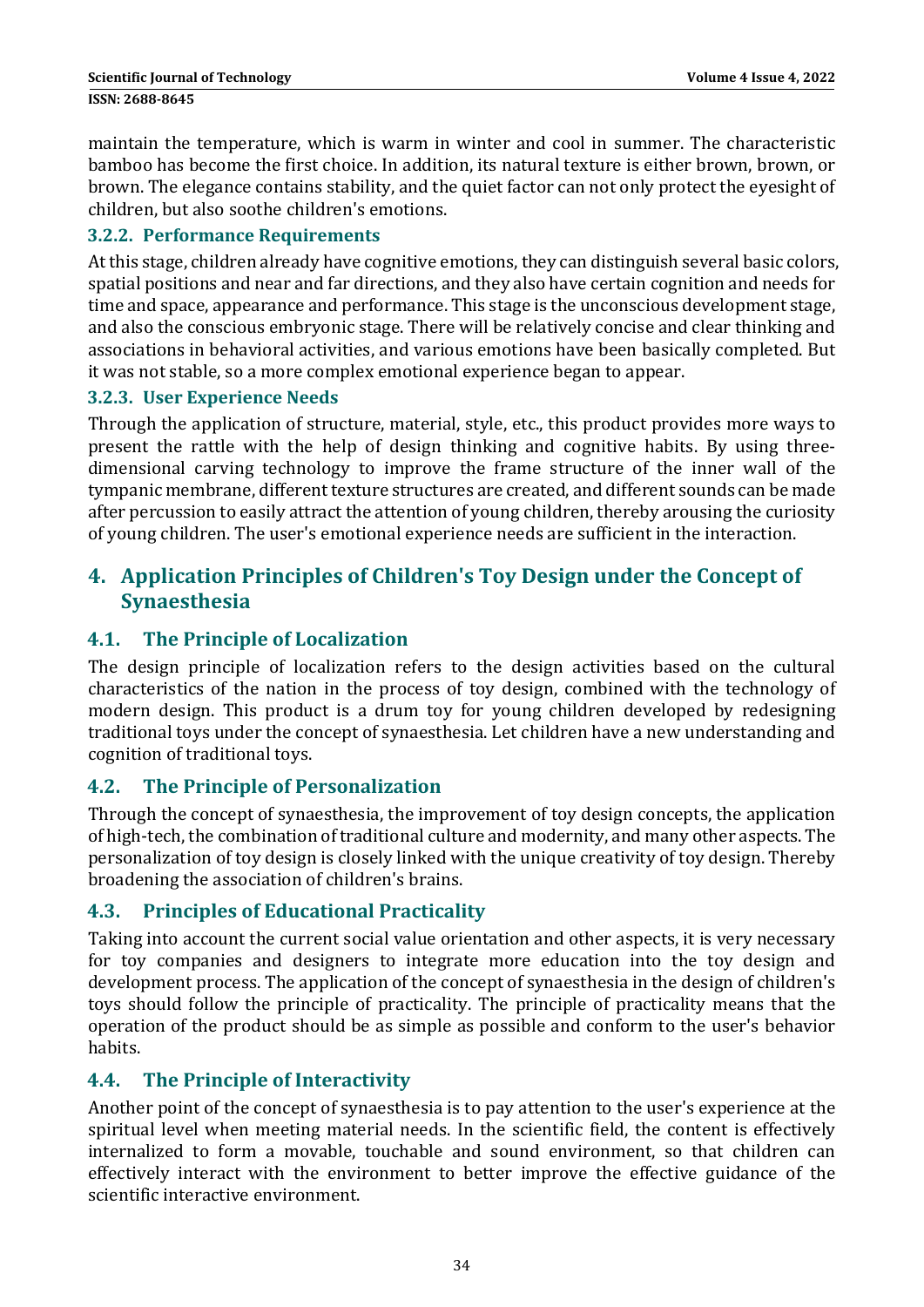maintain the temperature, which is warm in winter and cool in summer. The characteristic bamboo has become the first choice. In addition, its natural texture is either brown, brown, or brown. The elegance contains stability, and the quiet factor can not only protect the eyesight of children, but also soothe children's emotions.

#### 3.2.2. Performance Requirements

At this stage, children already have cognitive emotions, they can distinguish several basic colors, spatial positions and near and far directions, and they also have certain cognition and needs for time and space, appearance and performance. This stage is the unconscious development stage, and also the conscious embryonic stage. There will be relatively concise and clear thinking and associations in behavioral activities, and various emotions have been basically completed. But it was not stable, so a more complex emotional experience began to appear.

#### 3.2.3. User Experience Needs

Through the application of structure, material, style, etc., this product provides more ways to present the rattle with the help of design thinking and cognitive habits. By using three-dimensional carving technology to improve the frame structure of the inner wall of the tympanic membrane, different texture structures are created, and different sounds can be made after percussion to easily attract the attention of young children, thereby arousing the curiosity of young children. The user's emotional experience needs are sufficient in the interaction.

## 4. Application Principles of Children's Toy Design under the Concept of Synaesthesia

### 4.1. The Principle of Localization

The design principle of localization refers to the design activities based on the cultural characteristics of the nation in the process of toy design, combined with the technology of modern design. This product is a drum toy for young children developed by redesigning traditional toys under the concept of synaesthesia. Let children have a new understanding and cognition of traditional toys.

### 4.2. The Principle of Personalization

Through the concept of synaesthesia, the improvement of toy design concepts, the application of high-tech, the combination of traditional culture and modernity, and many other aspects. The personalization of toy design is closely linked with the unique creativity of toy design. Thereby broadening the association of children's brains.

### 4.3. Principles of Educational Practicality

Taking into account the current social value orientation and other aspects, it is very necessary for toy companies and designers to integrate more education into the toy design and development process. The application of the concept of synaesthesia in the design of children's toys should follow the principle of practicality. The principle of practicality means that the operation of the product should be as simple as possible and conform to the user's behavior habits.

### 4.4. The Principle of Interactivity

Another point of the concept of synaesthesia is to pay attention to the user's experience at the spiritual level when meeting material needs. In the scientific field, the content is effectively internalized to form a movable, touchable and sound environment, so that children can effectively interact with the environment to better improve the effective guidance of the scientific interactive environment.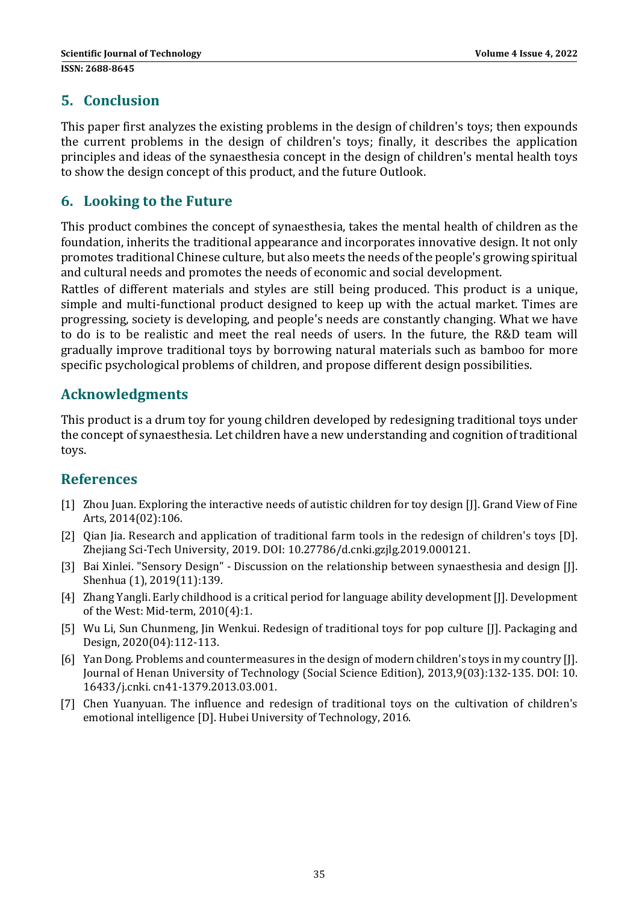## 5. Conclusion

This paper first analyzes the existing problems in the design of children's toys; then expounds the current problems in the design of children's toys; finally, it describes the application principles and ideas of the synaesthesia concept in the design of children's mental health toys to show the design concept of this product, and the future Outlook.

## 6. Looking to the Future

This product combines the concept of synaesthesia, takes the mental health of children as the foundation, inherits the traditional appearance and incorporates innovative design. It not only promotes traditional Chinese culture, but also meets the needs of the people's growing spiritual and cultural needs and promotes the needs of economic and social development.

Rattles of different materials and styles are still being produced. This product is a unique, simple and multi-functional product designed to keep up with the actual market. Times are progressing, society is developing, and people's needs are constantly changing. What we have to do is to be realistic and meet the real needs of users. In the future, the R&D team will gradually improve traditional toys by borrowing natural materials such as bamboo for more specific psychological problems of children, and propose different design possibilities.

## Acknowledgments

This product is a drum toy for young children developed by redesigning traditional toys under the concept of synaesthesia. Let children have a new understanding and cognition of traditional toys.

## References

[1] Zhou Juan. Exploring the interactive needs of autistic children for toy design [J]. Grand View of Fine Arts, 2014(02):106.

[2] Qian Jia. Research and application of traditional farm tools in the redesign of children's toys [D]. Zhejiang Sci-Tech University, 2019. DOI: 10.27786/d.cnki.gzjlg.2019.000121.

[3] Bai Xinlei. "Sensory Design" - Discussion on the relationship between synaesthesia and design [J]. Shenhua (1), 2019(11):139.

[4] Zhang Yangli. Early childhood is a critical period for language ability development [J]. Development of the West: Mid-term, 2010(4):1.

[5] Wu Li, Sun Chunmeng, Jin Wenkui. Redesign of traditional toys for pop culture [J]. Packaging and Design, 2020(04):112-113.

[6] Yan Dong. Problems and countermeasures in the design of modern children's toys in my country [J]. Journal of Henan University of Technology (Social Science Edition), 2013,9(03):132-135. DOI: 10. 16433/j.cnki. cn41-1379.2013.03.001.

[7] Chen Yuanyuan. The influence and redesign of traditional toys on the cultivation of children's emotional intelligence [D]. Hubei University of Technology, 2016.